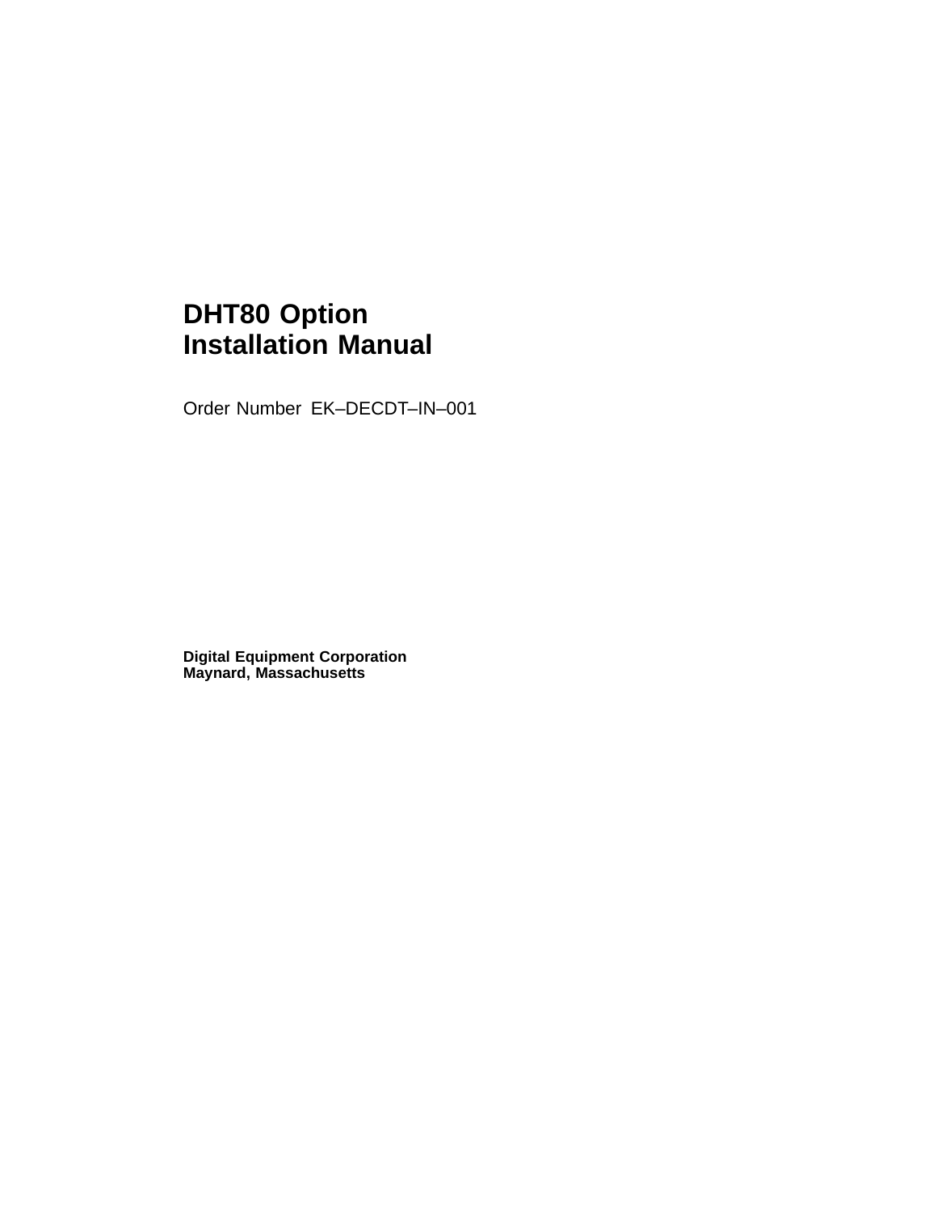# DHT80 Option Installation Manual

Order Number EK–DECDT–IN–001

**Digital Equipment Corporation**
**Maynard, Massachusetts**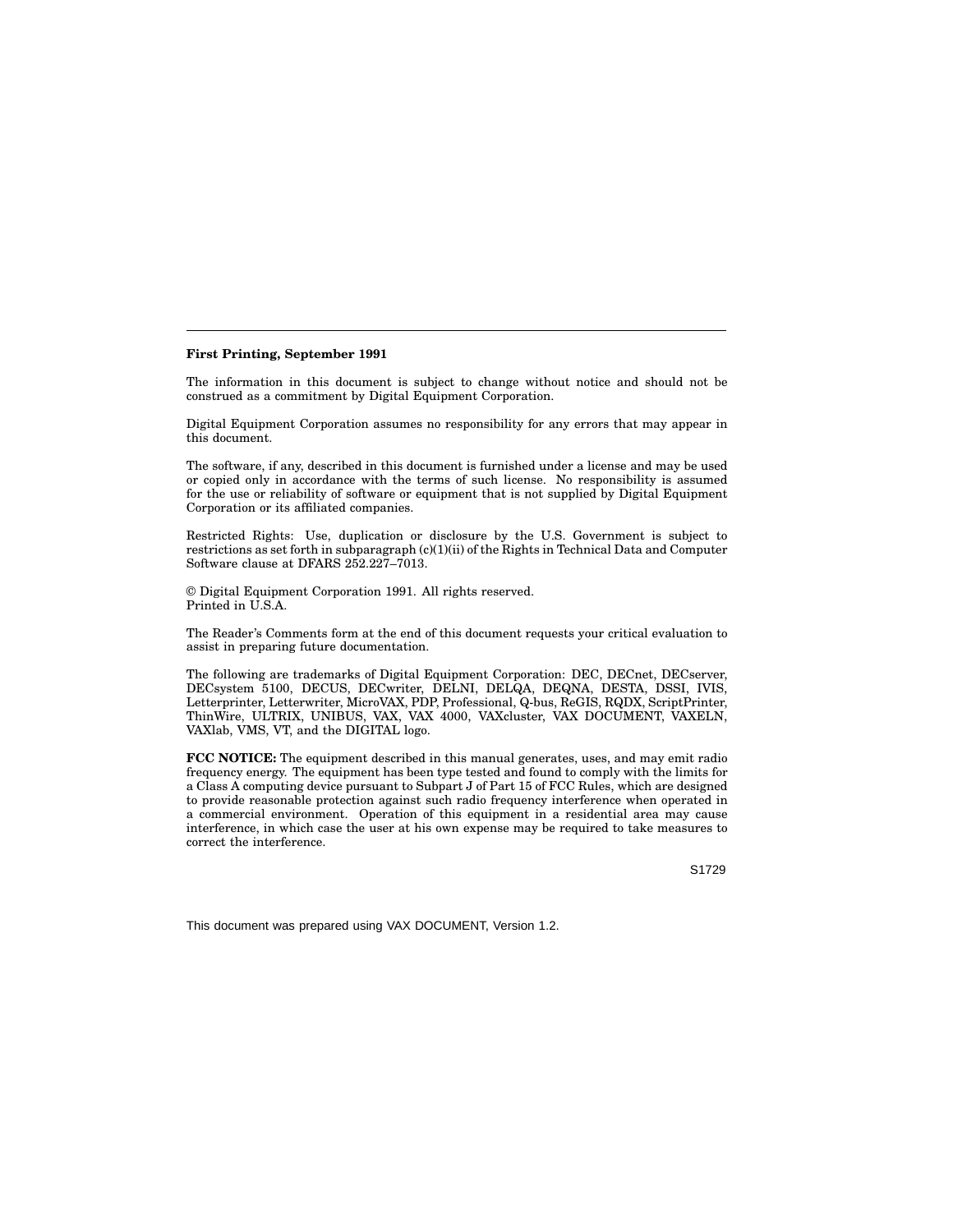**First Printing, September 1991**

The information in this document is subject to change without notice and should not be construed as a commitment by Digital Equipment Corporation.

Digital Equipment Corporation assumes no responsibility for any errors that may appear in this document.

The software, if any, described in this document is furnished under a license and may be used or copied only in accordance with the terms of such license. No responsibility is assumed for the use or reliability of software or equipment that is not supplied by Digital Equipment Corporation or its affiliated companies.

Restricted Rights: Use, duplication or disclosure by the U.S. Government is subject to restrictions as set forth in subparagraph (c)(1)(ii) of the Rights in Technical Data and Computer Software clause at DFARS 252.227–7013.

© Digital Equipment Corporation 1991. All rights reserved.
Printed in U.S.A.

The Reader's Comments form at the end of this document requests your critical evaluation to assist in preparing future documentation.

The following are trademarks of Digital Equipment Corporation: DEC, DECnet, DECserver, DECsystem 5100, DECUS, DECwriter, DELNI, DELQA, DEQNA, DESTA, DSSI, IVIS, Letterprinter, Letterwriter, MicroVAX, PDP, Professional, Q-bus, ReGIS, RQDX, ScriptPrinter, ThinWire, ULTRIX, UNIBUS, VAX, VAX 4000, VAXcluster, VAX DOCUMENT, VAXELN, VAXlab, VMS, VT, and the DIGITAL logo.

**FCC NOTICE:** The equipment described in this manual generates, uses, and may emit radio frequency energy. The equipment has been type tested and found to comply with the limits for a Class A computing device pursuant to Subpart J of Part 15 of FCC Rules, which are designed to provide reasonable protection against such radio frequency interference when operated in a commercial environment. Operation of this equipment in a residential area may cause interference, in which case the user at his own expense may be required to take measures to correct the interference.

S1729

This document was prepared using VAX DOCUMENT, Version 1.2.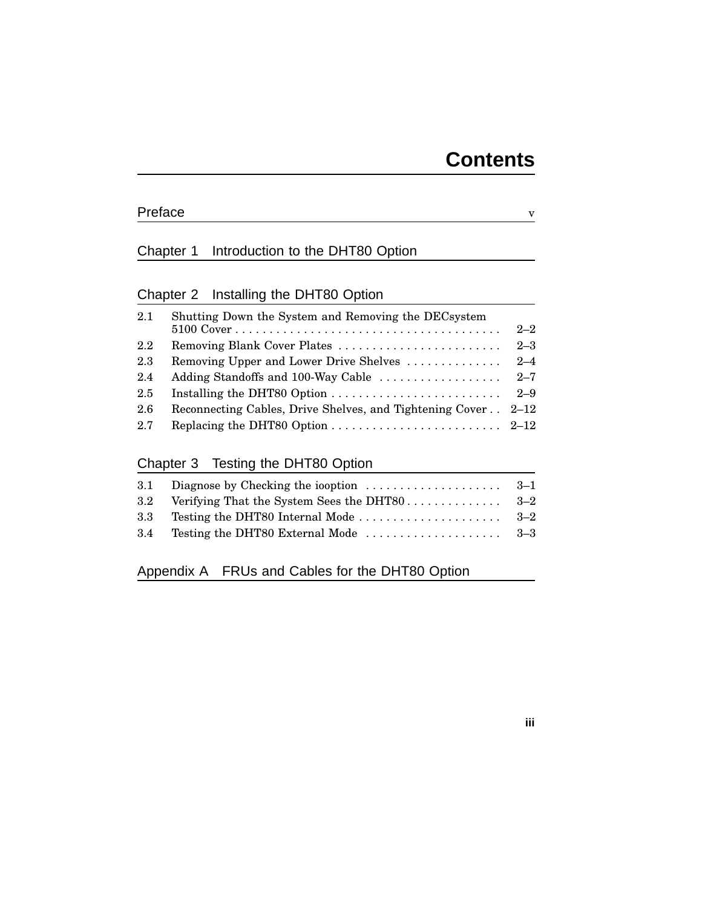# Contents

## Preface v

## Chapter 1 Introduction to the DHT80 Option

## Chapter 2 Installing the DHT80 Option

| | | |
|---|---|---|
| 2.1 | Shutting Down the System and Removing the DECsystem 5100 Cover | 2–2 |
| 2.2 | Removing Blank Cover Plates | 2–3 |
| 2.3 | Removing Upper and Lower Drive Shelves | 2–4 |
| 2.4 | Adding Standoffs and 100-Way Cable | 2–7 |
| 2.5 | Installing the DHT80 Option | 2–9 |
| 2.6 | Reconnecting Cables, Drive Shelves, and Tightening Cover | 2–12 |
| 2.7 | Replacing the DHT80 Option | 2–12 |

## Chapter 3 Testing the DHT80 Option

| | | |
|---|---|---|
| 3.1 | Diagnose by Checking the iooption | 3–1 |
| 3.2 | Verifying That the System Sees the DHT80 | 3–2 |
| 3.3 | Testing the DHT80 Internal Mode | 3–2 |
| 3.4 | Testing the DHT80 External Mode | 3–3 |

## Appendix A FRUs and Cables for the DHT80 Option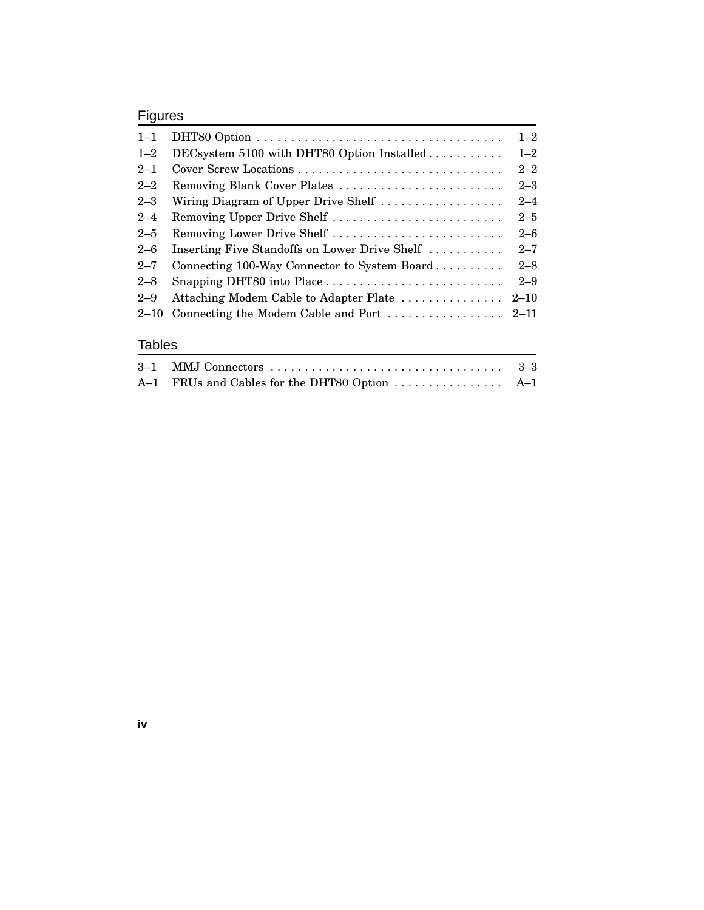## Figures

| | | |
|---|---|---|
| 1–1 | DHT80 Option | 1–2 |
| 1–2 | DECsystem 5100 with DHT80 Option Installed | 1–2 |
| 2–1 | Cover Screw Locations | 2–2 |
| 2–2 | Removing Blank Cover Plates | 2–3 |
| 2–3 | Wiring Diagram of Upper Drive Shelf | 2–4 |
| 2–4 | Removing Upper Drive Shelf | 2–5 |
| 2–5 | Removing Lower Drive Shelf | 2–6 |
| 2–6 | Inserting Five Standoffs on Lower Drive Shelf | 2–7 |
| 2–7 | Connecting 100-Way Connector to System Board | 2–8 |
| 2–8 | Snapping DHT80 into Place | 2–9 |
| 2–9 | Attaching Modem Cable to Adapter Plate | 2–10 |
| 2–10 | Connecting the Modem Cable and Port | 2–11 |

## Tables

| | | |
|---|---|---|
| 3–1 | MMJ Connectors | 3–3 |
| A–1 | FRUs and Cables for the DHT80 Option | A–1 |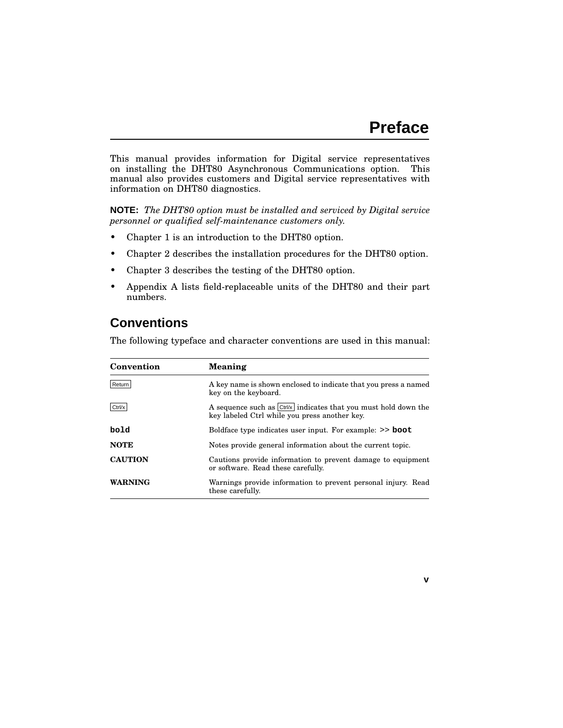# Preface

This manual provides information for Digital service representatives on installing the DHT80 Asynchronous Communications option. This manual also provides customers and Digital service representatives with information on DHT80 diagnostics.

**NOTE:** *The DHT80 option must be installed and serviced by Digital service personnel or qualified self-maintenance customers only.*

- Chapter 1 is an introduction to the DHT80 option.
- Chapter 2 describes the installation procedures for the DHT80 option.
- Chapter 3 describes the testing of the DHT80 option.
- Appendix A lists field-replaceable units of the DHT80 and their part numbers.

## Conventions

The following typeface and character conventions are used in this manual:

| Convention | Meaning |
|---|---|
| Return | A key name is shown enclosed to indicate that you press a named key on the keyboard. |
| Ctrl/x | A sequence such as Ctrl/x indicates that you must hold down the key labeled Ctrl while you press another key. |
| **bold** | Boldface type indicates user input. For example: >> **boot** |
| **NOTE** | Notes provide general information about the current topic. |
| **CAUTION** | Cautions provide information to prevent damage to equipment or software. Read these carefully. |
| **WARNING** | Warnings provide information to prevent personal injury. Read these carefully. |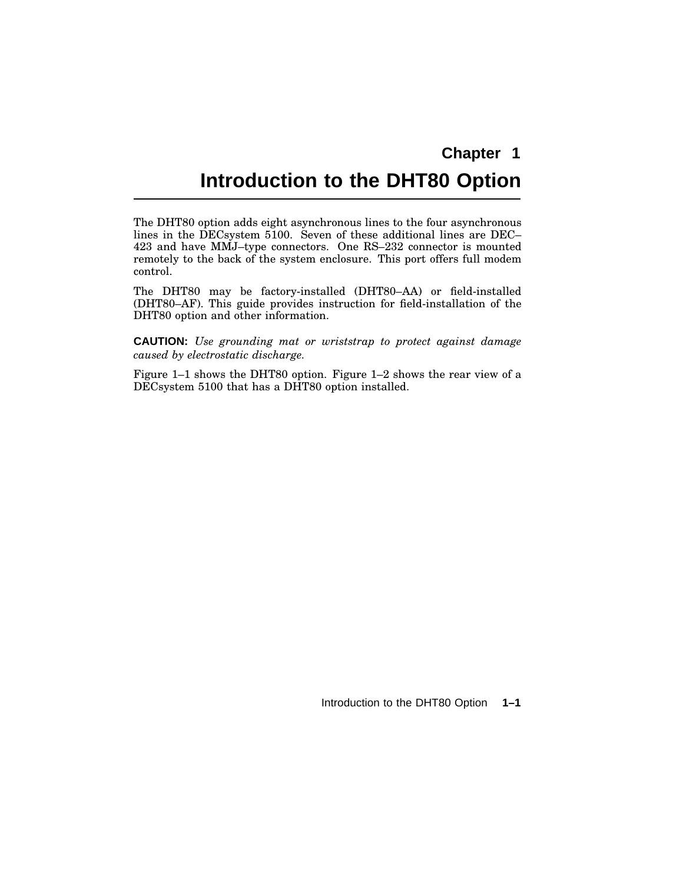# Chapter 1

# Introduction to the DHT80 Option

The DHT80 option adds eight asynchronous lines to the four asynchronous lines in the DECsystem 5100. Seven of these additional lines are DEC–423 and have MMJ–type connectors. One RS–232 connector is mounted remotely to the back of the system enclosure. This port offers full modem control.

The DHT80 may be factory-installed (DHT80–AA) or field-installed (DHT80–AF). This guide provides instruction for field-installation of the DHT80 option and other information.

**CAUTION:** *Use grounding mat or wriststrap to protect against damage caused by electrostatic discharge.*

Figure 1–1 shows the DHT80 option. Figure 1–2 shows the rear view of a DECsystem 5100 that has a DHT80 option installed.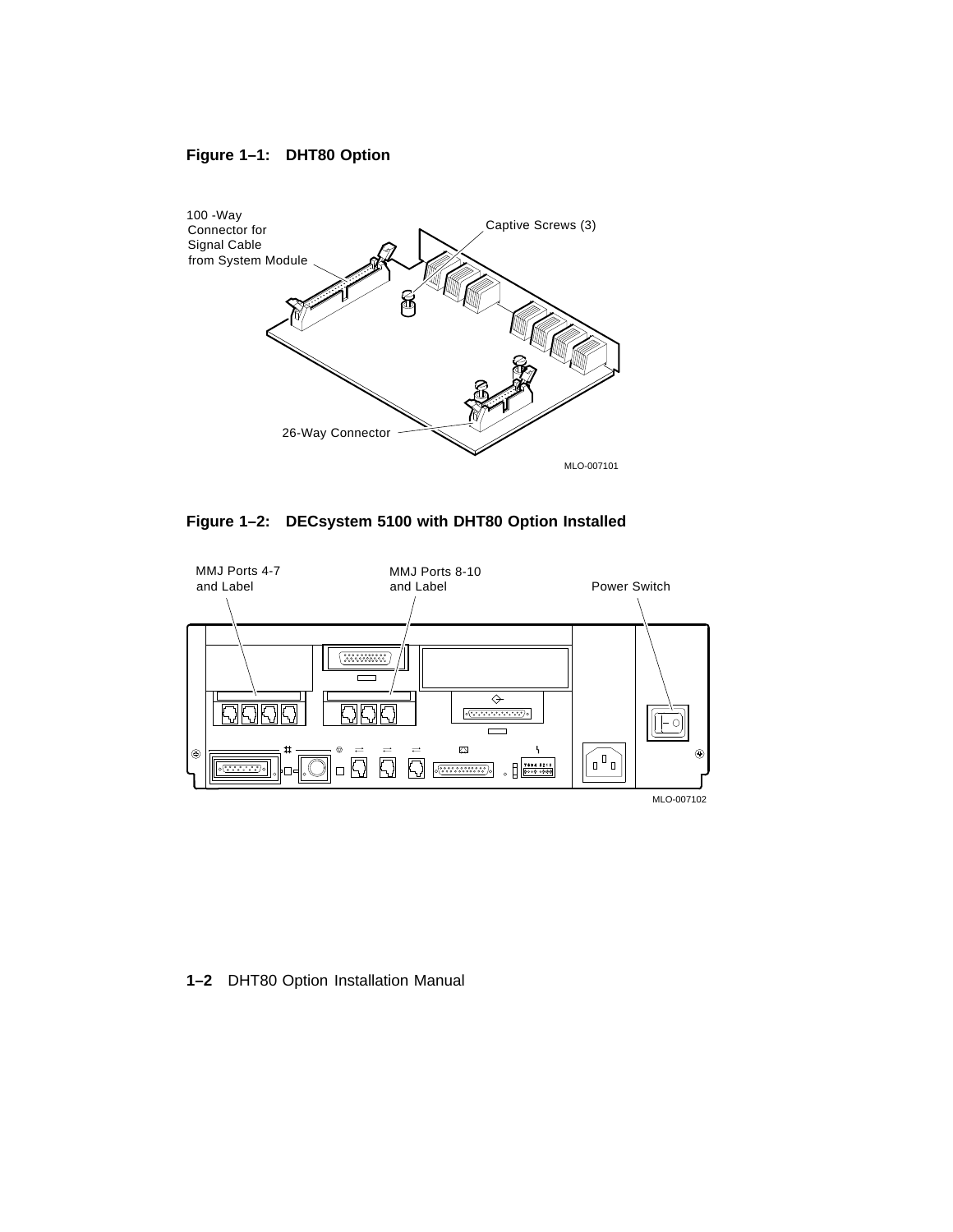**Figure 1–1: DHT80 Option**

100 -Way Connector for Signal Cable from System Module

Captive Screws (3)

26-Way Connector

MLO-007101

**Figure 1–2: DECsystem 5100 with DHT80 Option Installed**

MMJ Ports 4-7 and Label

MMJ Ports 8-10 and Label

Power Switch

MLO-007102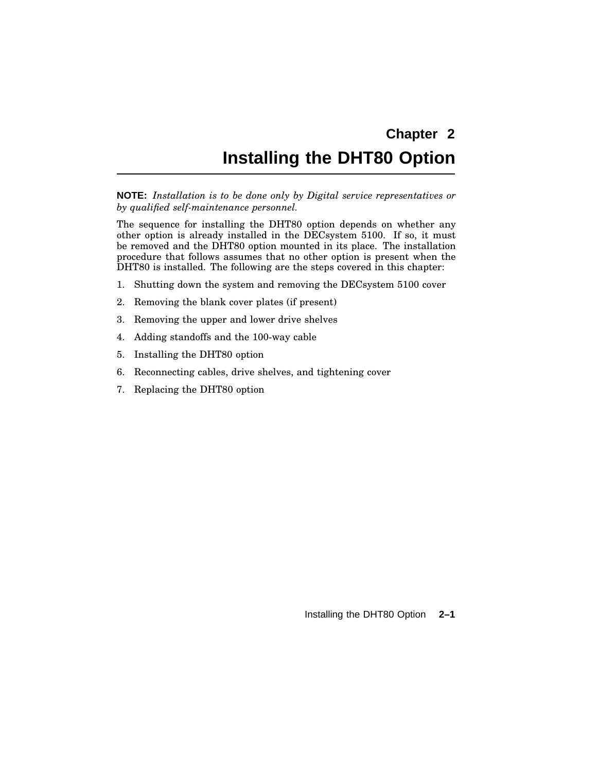# Chapter 2
# Installing the DHT80 Option

**NOTE:** *Installation is to be done only by Digital service representatives or by qualified self-maintenance personnel.*

The sequence for installing the DHT80 option depends on whether any other option is already installed in the DECsystem 5100. If so, it must be removed and the DHT80 option mounted in its place. The installation procedure that follows assumes that no other option is present when the DHT80 is installed. The following are the steps covered in this chapter:

1. Shutting down the system and removing the DECsystem 5100 cover
2. Removing the blank cover plates (if present)
3. Removing the upper and lower drive shelves
4. Adding standoffs and the 100-way cable
5. Installing the DHT80 option
6. Reconnecting cables, drive shelves, and tightening cover
7. Replacing the DHT80 option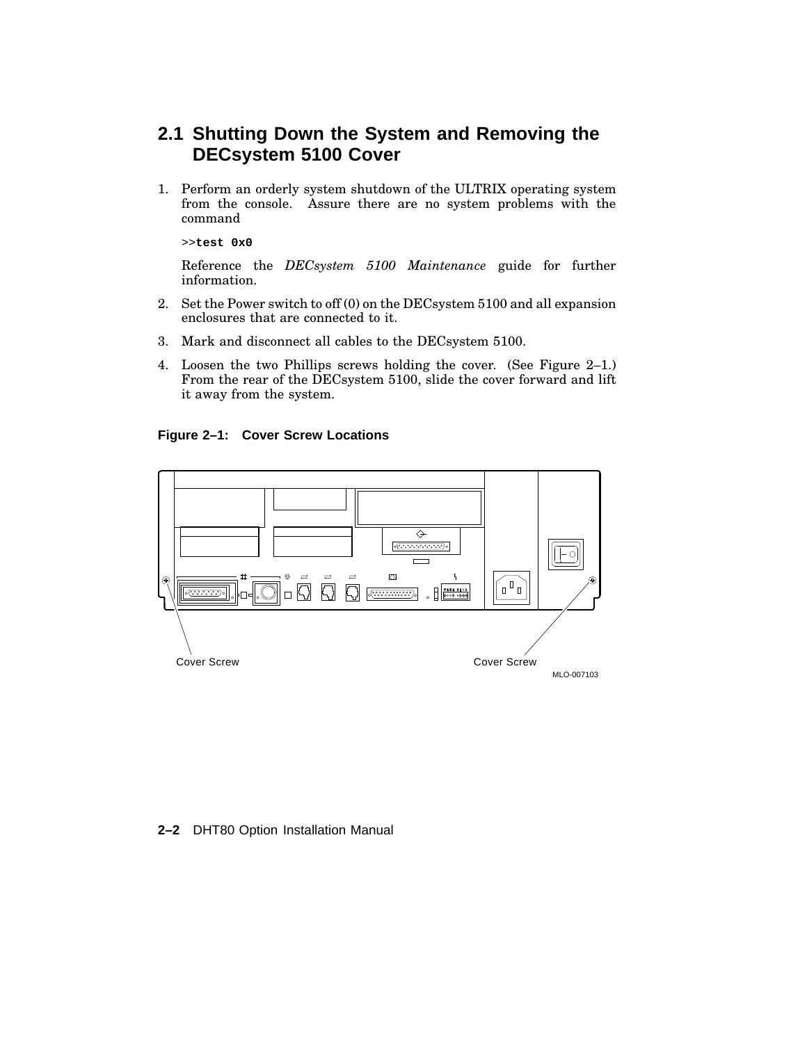## 2.1 Shutting Down the System and Removing the DECsystem 5100 Cover

1. Perform an orderly system shutdown of the ULTRIX operating system from the console. Assure there are no system problems with the command

   >>**test 0x0**

   Reference the *DECsystem 5100 Maintenance* guide for further information.

2. Set the Power switch to off (0) on the DECsystem 5100 and all expansion enclosures that are connected to it.

3. Mark and disconnect all cables to the DECsystem 5100.

4. Loosen the two Phillips screws holding the cover. (See Figure 2–1.) From the rear of the DECsystem 5100, slide the cover forward and lift it away from the system.

**Figure 2–1: Cover Screw Locations**

Cover Screw

Cover Screw

MLO-007103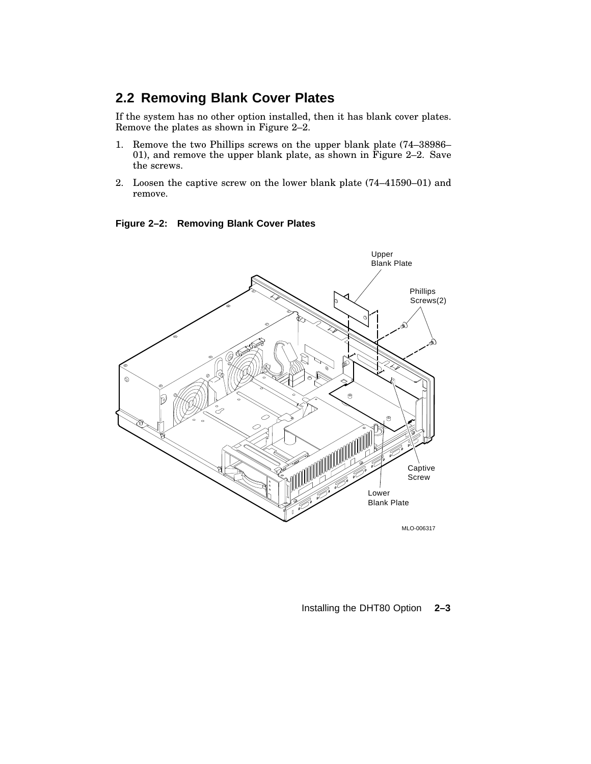## 2.2 Removing Blank Cover Plates

If the system has no other option installed, then it has blank cover plates. Remove the plates as shown in Figure 2–2.

1. Remove the two Phillips screws on the upper blank plate (74–38986–01), and remove the upper blank plate, as shown in Figure 2–2. Save the screws.
2. Loosen the captive screw on the lower blank plate (74–41590–01) and remove.

**Figure 2–2: Removing Blank Cover Plates**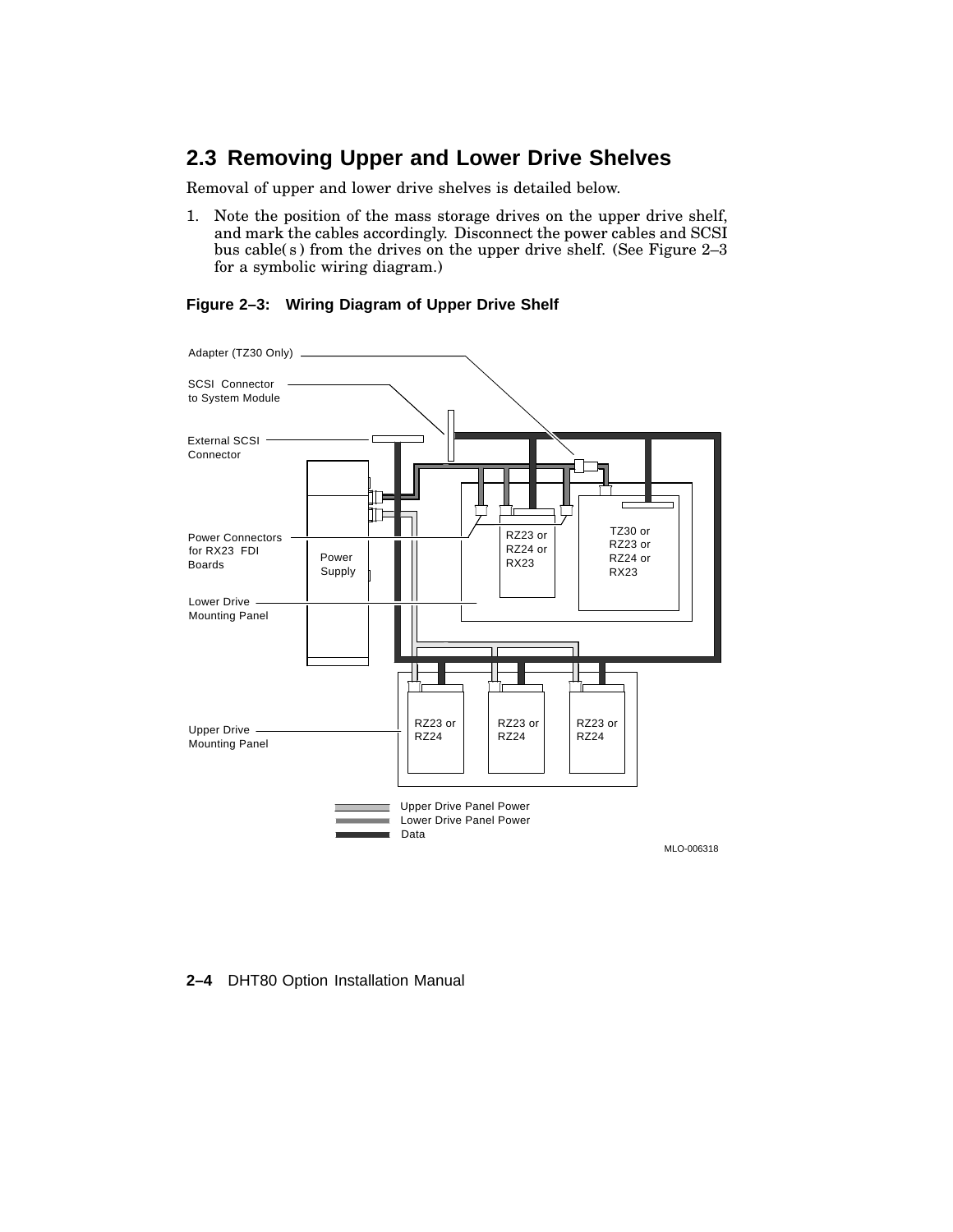## 2.3 Removing Upper and Lower Drive Shelves

Removal of upper and lower drive shelves is detailed below.

1. Note the position of the mass storage drives on the upper drive shelf, and mark the cables accordingly. Disconnect the power cables and SCSI bus cable( s ) from the drives on the upper drive shelf. (See Figure 2–3 for a symbolic wiring diagram.)

**Figure 2–3: Wiring Diagram of Upper Drive Shelf**

Adapter (TZ30 Only)

SCSI Connector to System Module

External SCSI Connector

Power Connectors for RX23 FDI Boards

Power Supply

Lower Drive Mounting Panel

Upper Drive Mounting Panel

RZ23 or RZ24 or RX23

TZ30 or RZ23 or RZ24 or RX23

RZ23 or RZ24

RZ23 or RZ24

RZ23 or RZ24

Upper Drive Panel Power

Lower Drive Panel Power

Data

MLO-006318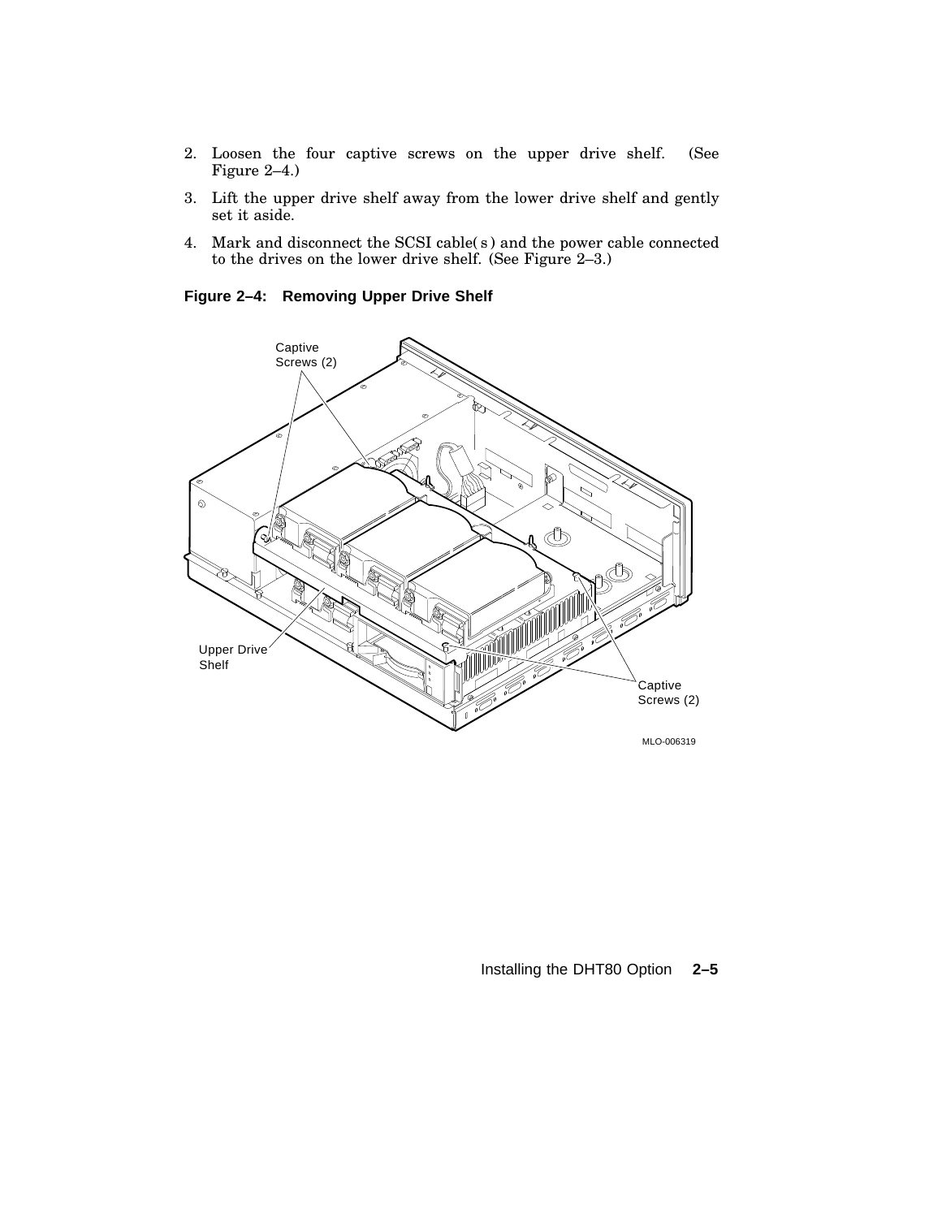2. Loosen the four captive screws on the upper drive shelf. (See Figure 2–4.)
3. Lift the upper drive shelf away from the lower drive shelf and gently set it aside.
4. Mark and disconnect the SCSI cable( s ) and the power cable connected to the drives on the lower drive shelf. (See Figure 2–3.)

**Figure 2–4: Removing Upper Drive Shelf**

Captive Screws (2)

Upper Drive Shelf

Captive Screws (2)

MLO-006319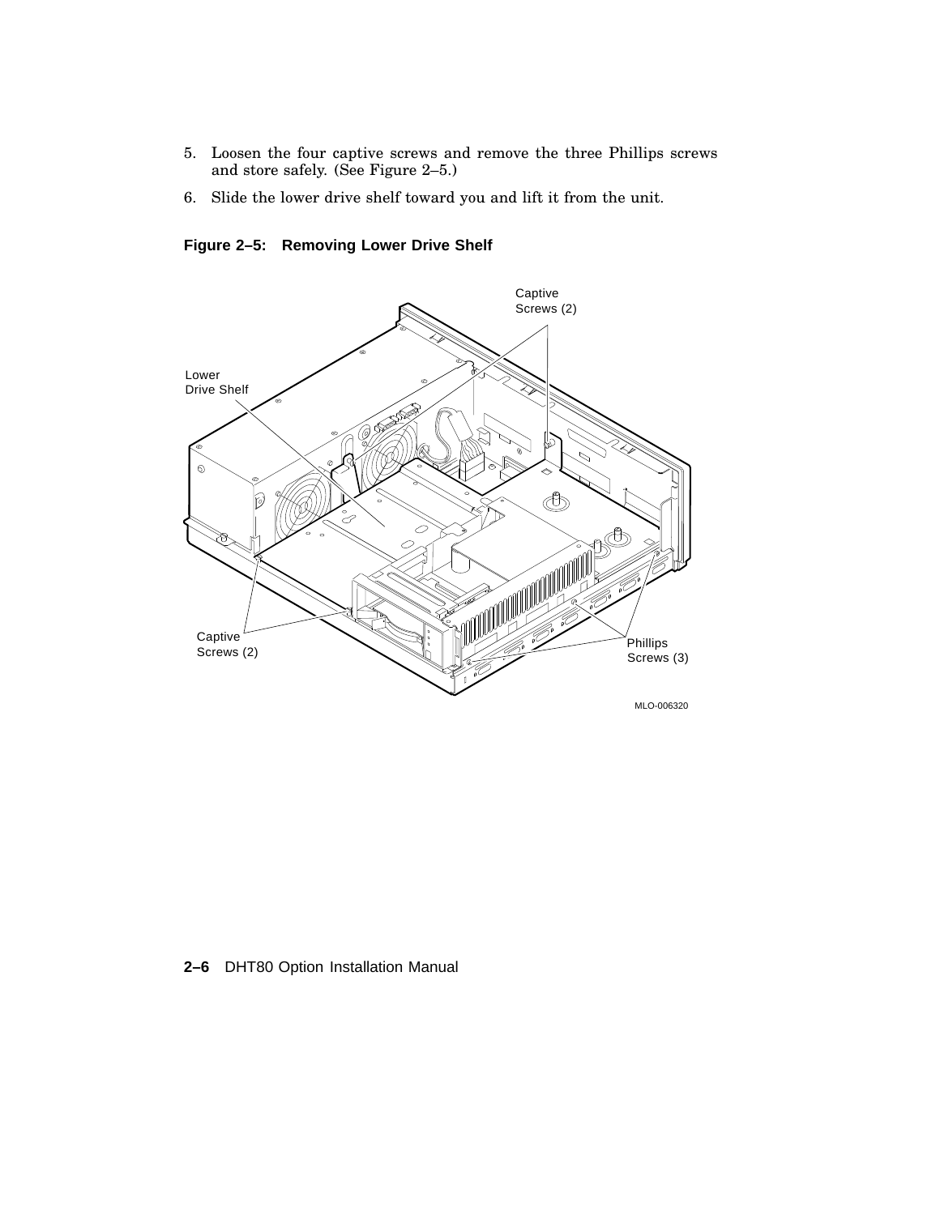5. Loosen the four captive screws and remove the three Phillips screws and store safely. (See Figure 2–5.)
6. Slide the lower drive shelf toward you and lift it from the unit.

**Figure 2–5: Removing Lower Drive Shelf**

Captive Screws (2)

Lower Drive Shelf

Captive Screws (2)

Phillips Screws (3)

MLO-006320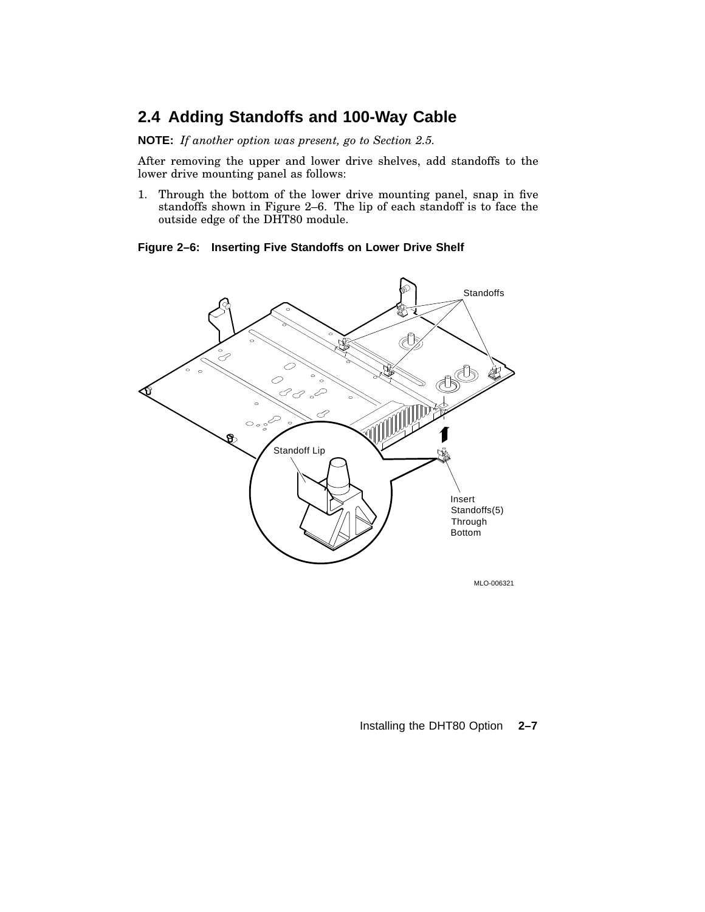## 2.4 Adding Standoffs and 100-Way Cable

**NOTE:** *If another option was present, go to Section 2.5.*

After removing the upper and lower drive shelves, add standoffs to the lower drive mounting panel as follows:

1. Through the bottom of the lower drive mounting panel, snap in five standoffs shown in Figure 2–6. The lip of each standoff is to face the outside edge of the DHT80 module.

**Figure 2–6: Inserting Five Standoffs on Lower Drive Shelf**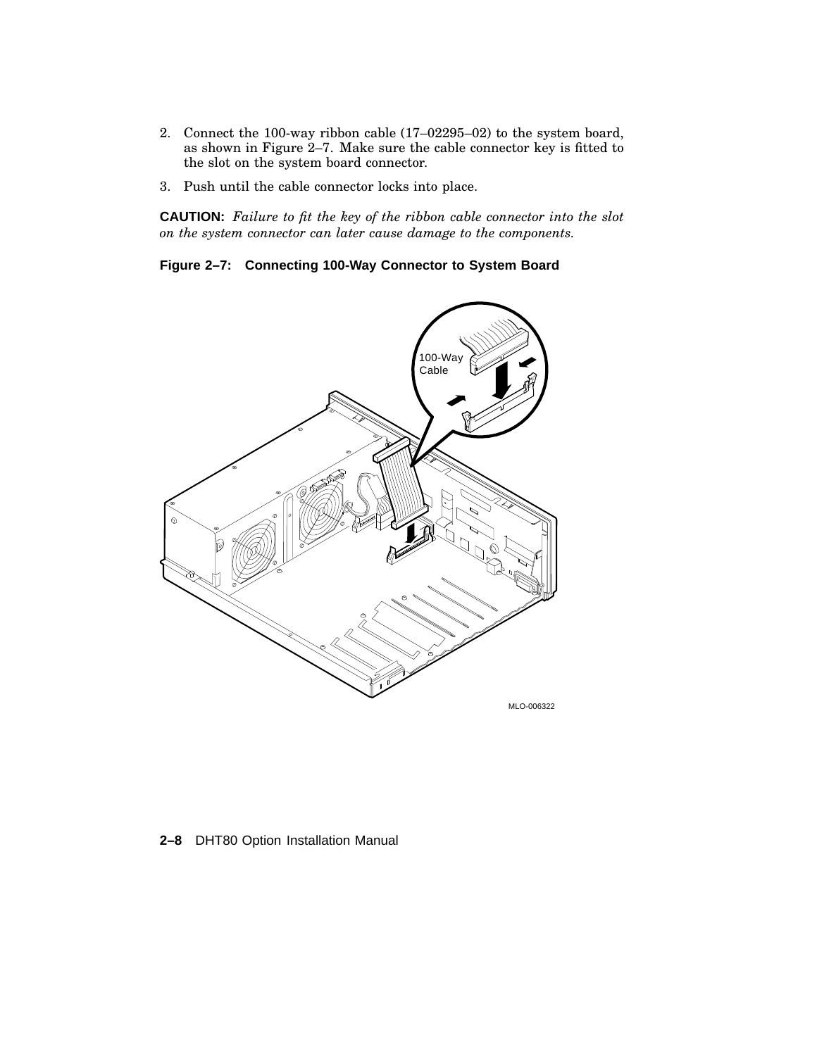2. Connect the 100-way ribbon cable (17–02295–02) to the system board, as shown in Figure 2–7. Make sure the cable connector key is fitted to the slot on the system board connector.
3. Push until the cable connector locks into place.

**CAUTION:** *Failure to fit the key of the ribbon cable connector into the slot on the system connector can later cause damage to the components.*

**Figure 2–7: Connecting 100-Way Connector to System Board**

100-Way Cable

MLO-006322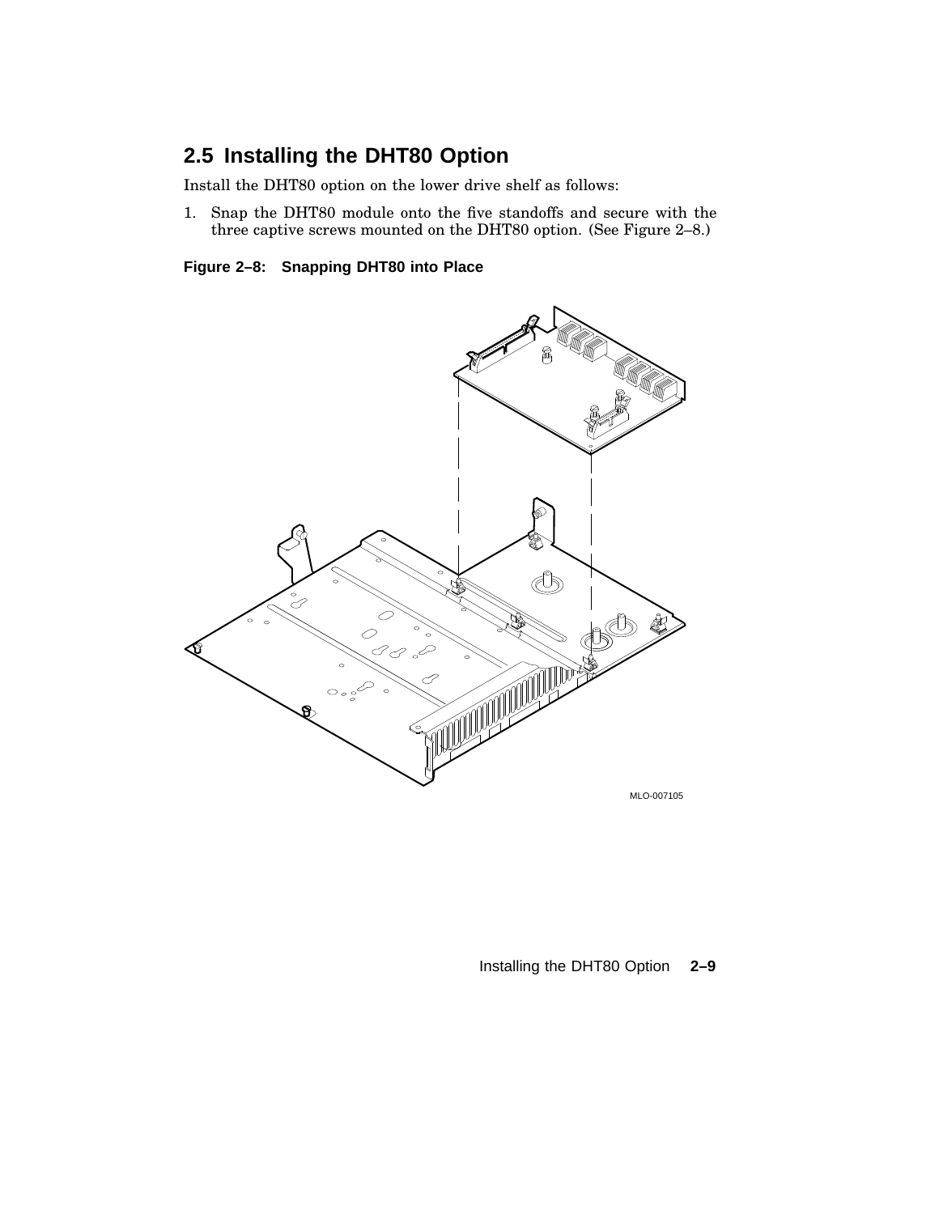## 2.5 Installing the DHT80 Option

Install the DHT80 option on the lower drive shelf as follows:

1. Snap the DHT80 module onto the five standoffs and secure with the three captive screws mounted on the DHT80 option. (See Figure 2–8.)

**Figure 2–8: Snapping DHT80 into Place**

MLO-007105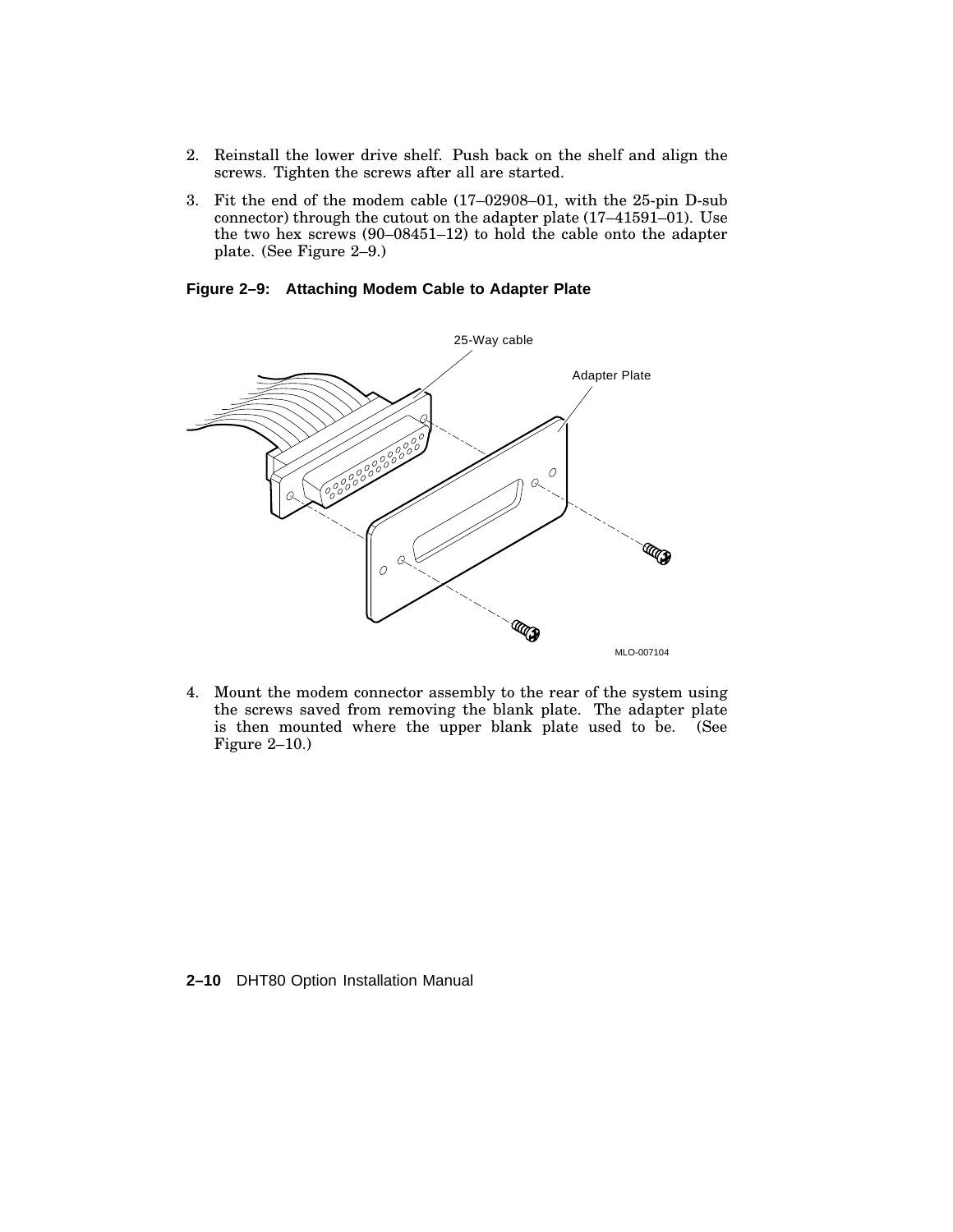2. Reinstall the lower drive shelf. Push back on the shelf and align the screws. Tighten the screws after all are started.

3. Fit the end of the modem cable (17–02908–01, with the 25-pin D-sub connector) through the cutout on the adapter plate (17–41591–01). Use the two hex screws (90–08451–12) to hold the cable onto the adapter plate. (See Figure 2–9.)

**Figure 2–9: Attaching Modem Cable to Adapter Plate**

4. Mount the modem connector assembly to the rear of the system using the screws saved from removing the blank plate. The adapter plate is then mounted where the upper blank plate used to be. (See Figure 2–10.)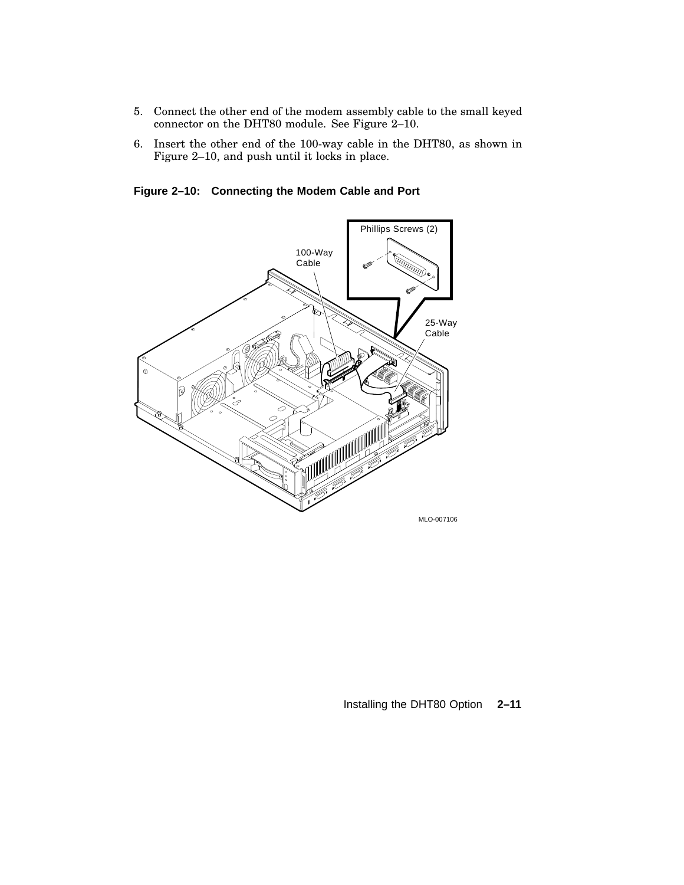5. Connect the other end of the modem assembly cable to the small keyed connector on the DHT80 module. See Figure 2–10.
6. Insert the other end of the 100-way cable in the DHT80, as shown in Figure 2–10, and push until it locks in place.

**Figure 2–10: Connecting the Modem Cable and Port**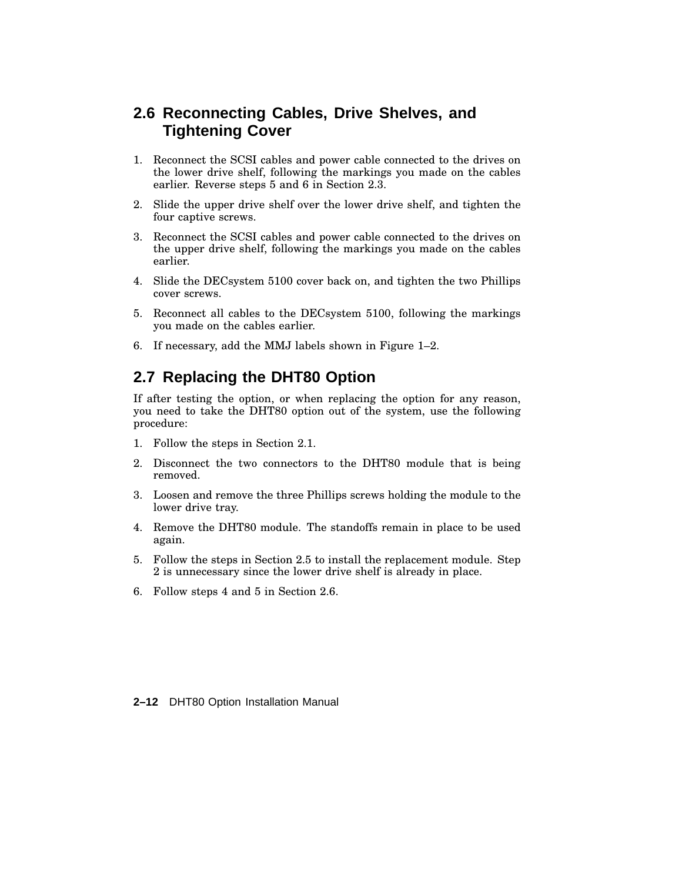## 2.6 Reconnecting Cables, Drive Shelves, and Tightening Cover

1. Reconnect the SCSI cables and power cable connected to the drives on the lower drive shelf, following the markings you made on the cables earlier. Reverse steps 5 and 6 in Section 2.3.
2. Slide the upper drive shelf over the lower drive shelf, and tighten the four captive screws.
3. Reconnect the SCSI cables and power cable connected to the drives on the upper drive shelf, following the markings you made on the cables earlier.
4. Slide the DECsystem 5100 cover back on, and tighten the two Phillips cover screws.
5. Reconnect all cables to the DECsystem 5100, following the markings you made on the cables earlier.
6. If necessary, add the MMJ labels shown in Figure 1–2.

## 2.7 Replacing the DHT80 Option

If after testing the option, or when replacing the option for any reason, you need to take the DHT80 option out of the system, use the following procedure:

1. Follow the steps in Section 2.1.
2. Disconnect the two connectors to the DHT80 module that is being removed.
3. Loosen and remove the three Phillips screws holding the module to the lower drive tray.
4. Remove the DHT80 module. The standoffs remain in place to be used again.
5. Follow the steps in Section 2.5 to install the replacement module. Step 2 is unnecessary since the lower drive shelf is already in place.
6. Follow steps 4 and 5 in Section 2.6.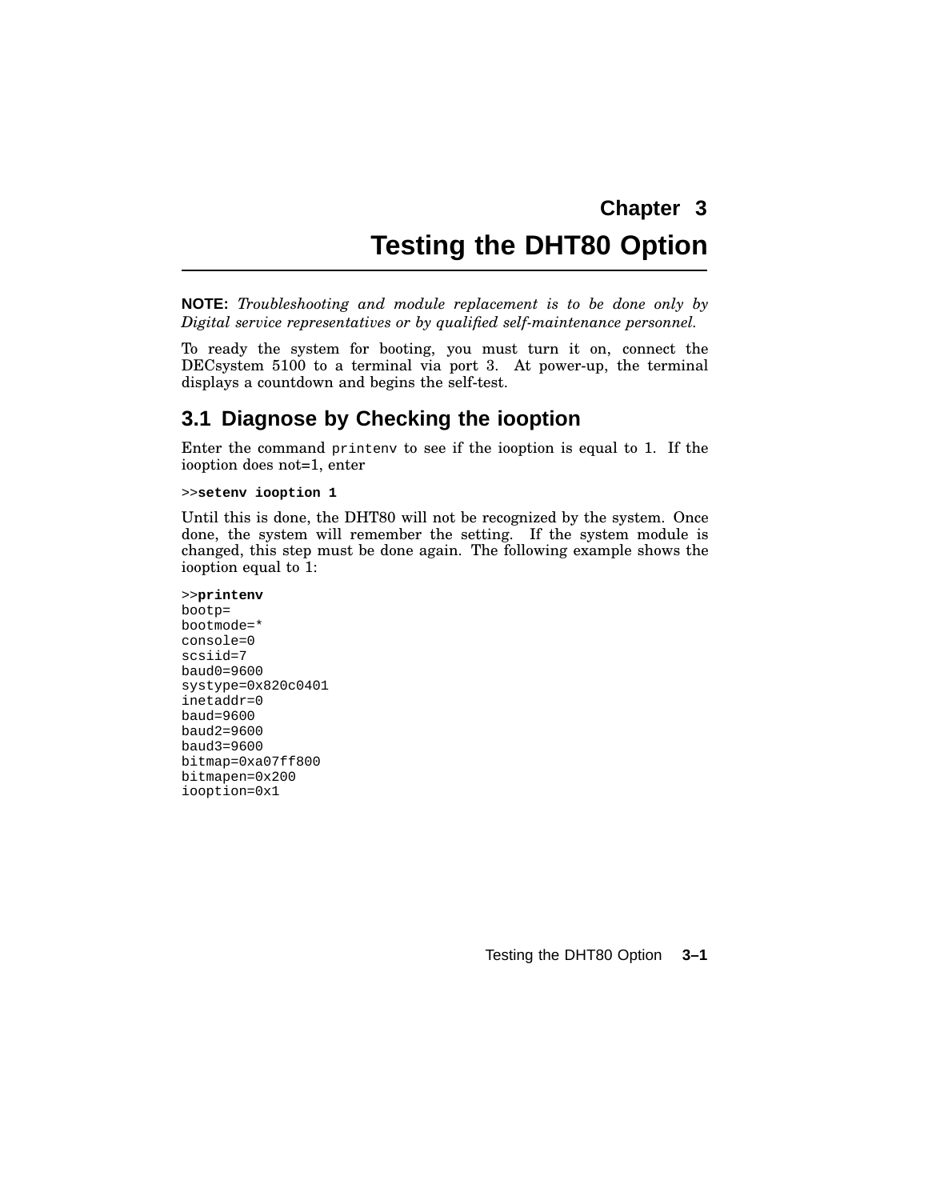# Chapter 3

# Testing the DHT80 Option

**NOTE:** *Troubleshooting and module replacement is to be done only by Digital service representatives or by qualified self-maintenance personnel.*

To ready the system for booting, you must turn it on, connect the DECsystem 5100 to a terminal via port 3. At power-up, the terminal displays a countdown and begins the self-test.

## 3.1 Diagnose by Checking the iooption

Enter the command `printenv` to see if the iooption is equal to 1. If the iooption does not=1, enter

```
>>setenv iooption 1
```

Until this is done, the DHT80 will not be recognized by the system. Once done, the system will remember the setting. If the system module is changed, this step must be done again. The following example shows the iooption equal to 1:

```
>>printenv
bootp=
bootmode=*
console=0
scsiid=7
baud0=9600
systype=0x820c0401
inetaddr=0
baud=9600
baud2=9600
baud3=9600
bitmap=0xa07ff800
bitmapen=0x200
iooption=0x1
```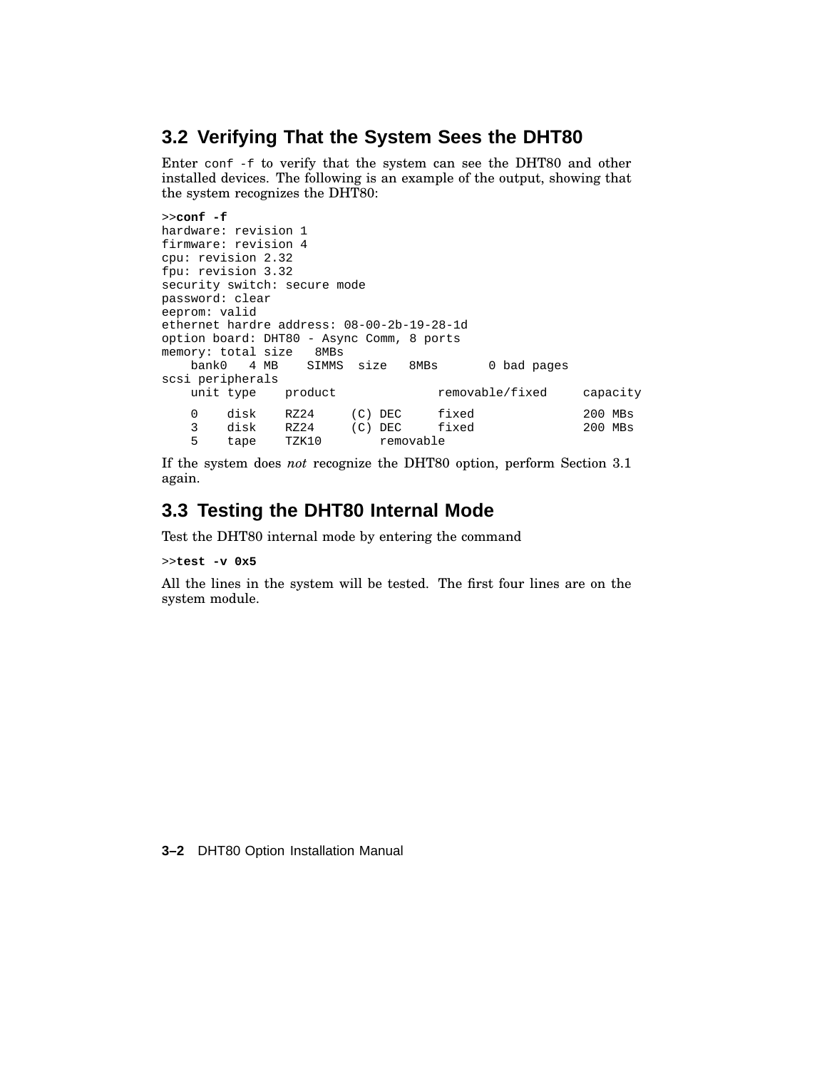## 3.2 Verifying That the System Sees the DHT80

Enter `conf -f` to verify that the system can see the DHT80 and other installed devices. The following is an example of the output, showing that the system recognizes the DHT80:

```
>>conf -f
hardware: revision 1
firmware: revision 4
cpu: revision 2.32
fpu: revision 3.32
security switch: secure mode
password: clear
eeprom: valid
ethernet hardre address: 08-00-2b-19-28-1d
option board: DHT80 - Async Comm, 8 ports
memory: total size   8MBs
    bank0   4 MB    SIMMS  size   8MBs       0 bad pages
scsi peripherals
    unit type    product              removable/fixed     capacity

    0    disk    RZ24     (C) DEC     fixed               200 MBs
    3    disk    RZ24     (C) DEC     fixed               200 MBs
    5    tape    TZK10        removable
```

If the system does *not* recognize the DHT80 option, perform Section 3.1 again.

## 3.3 Testing the DHT80 Internal Mode

Test the DHT80 internal mode by entering the command

```
>>test -v 0x5
```

All the lines in the system will be tested. The first four lines are on the system module.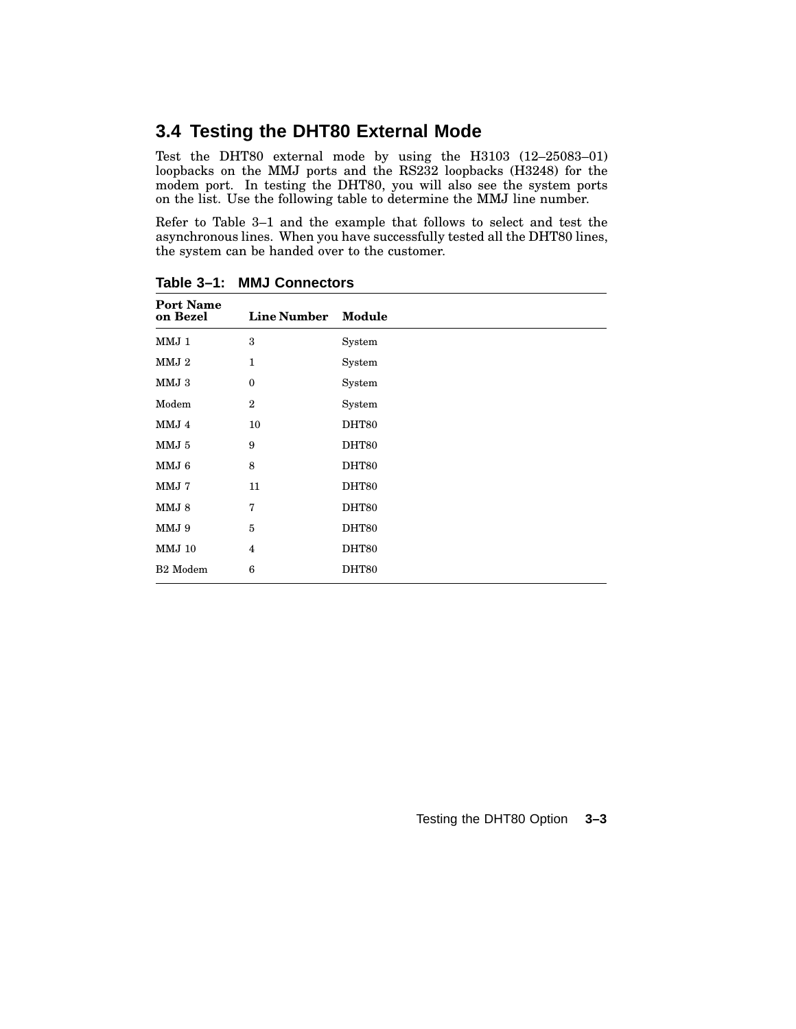## 3.4 Testing the DHT80 External Mode

Test the DHT80 external mode by using the H3103 (12–25083–01) loopbacks on the MMJ ports and the RS232 loopbacks (H3248) for the modem port. In testing the DHT80, you will also see the system ports on the list. Use the following table to determine the MMJ line number.

Refer to Table 3–1 and the example that follows to select and test the asynchronous lines. When you have successfully tested all the DHT80 lines, the system can be handed over to the customer.

**Table 3–1: MMJ Connectors**

| Port Name on Bezel | Line Number | Module |
|---|---|---|
| MMJ 1 | 3 | System |
| MMJ 2 | 1 | System |
| MMJ 3 | 0 | System |
| Modem | 2 | System |
| MMJ 4 | 10 | DHT80 |
| MMJ 5 | 9 | DHT80 |
| MMJ 6 | 8 | DHT80 |
| MMJ 7 | 11 | DHT80 |
| MMJ 8 | 7 | DHT80 |
| MMJ 9 | 5 | DHT80 |
| MMJ 10 | 4 | DHT80 |
| B2 Modem | 6 | DHT80 |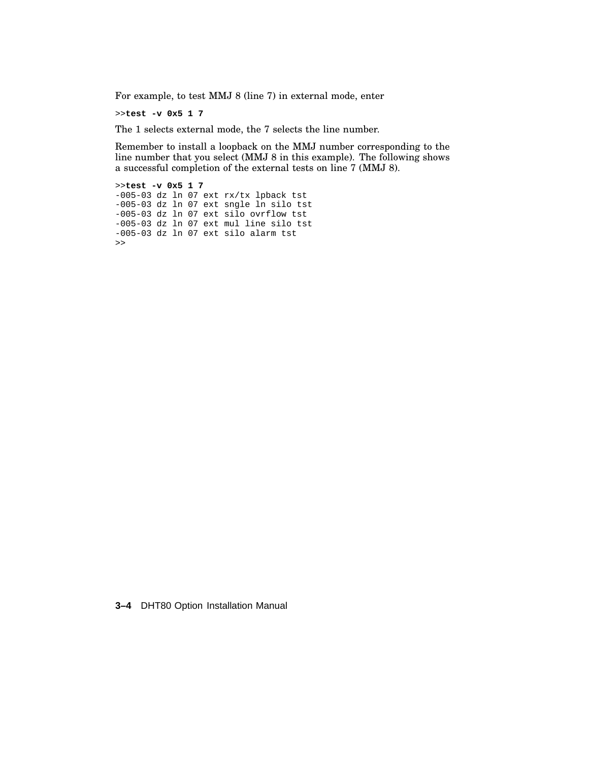For example, to test MMJ 8 (line 7) in external mode, enter

```
>>test -v 0x5 1 7
```

The 1 selects external mode, the 7 selects the line number.

Remember to install a loopback on the MMJ number corresponding to the line number that you select (MMJ 8 in this example). The following shows a successful completion of the external tests on line 7 (MMJ 8).

```
>>test -v 0x5 1 7
-005-03 dz ln 07 ext rx/tx lpback tst
-005-03 dz ln 07 ext sngle ln silo tst
-005-03 dz ln 07 ext silo ovrflow tst
-005-03 dz ln 07 ext mul line silo tst
-005-03 dz ln 07 ext silo alarm tst
>>
```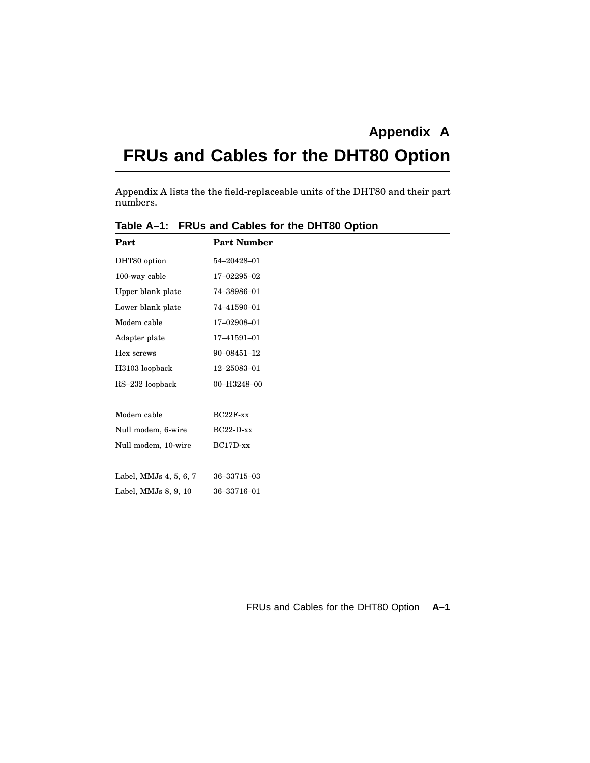# Appendix A

# FRUs and Cables for the DHT80 Option

Appendix A lists the the field-replaceable units of the DHT80 and their part numbers.

**Table A–1: FRUs and Cables for the DHT80 Option**

| Part | Part Number |
|---|---|
| DHT80 option | 54–20428–01 |
| 100-way cable | 17–02295–02 |
| Upper blank plate | 74–38986–01 |
| Lower blank plate | 74–41590–01 |
| Modem cable | 17–02908–01 |
| Adapter plate | 17–41591–01 |
| Hex screws | 90–08451–12 |
| H3103 loopback | 12–25083–01 |
| RS–232 loopback | 00–H3248–00 |
| | |
| Modem cable | BC22F-xx |
| Null modem, 6-wire | BC22-D-xx |
| Null modem, 10-wire | BC17D-xx |
| | |
| Label, MMJs 4, 5, 6, 7 | 36–33715–03 |
| Label, MMJs 8, 9, 10 | 36–33716–01 |